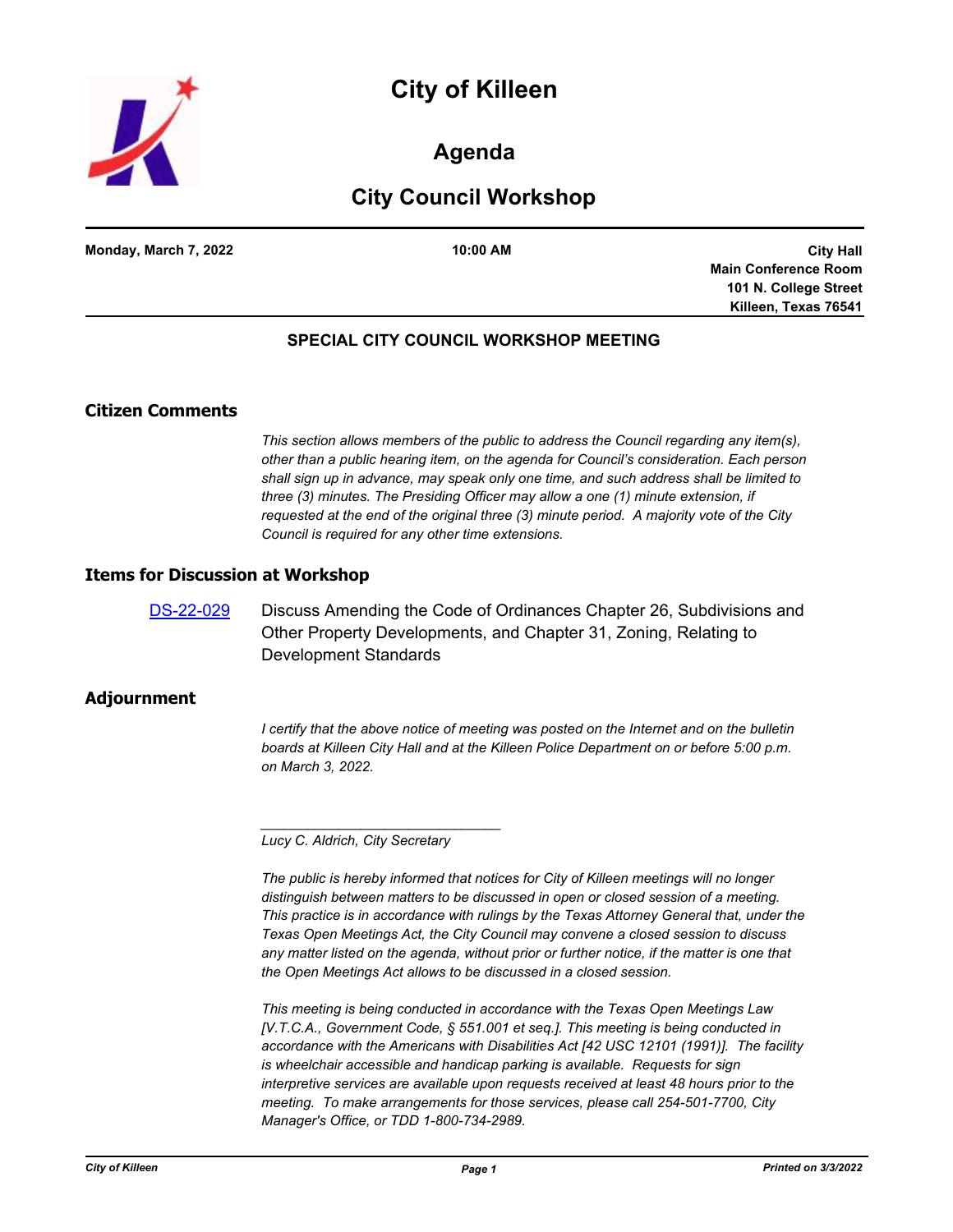# City of Killeen

## Agenda

## City Council Workshop

**Monday, March 7, 2022** | **10:00 AM** | **City Hall, Main Conference Room, 101 N. College Street, Killeen, Texas 76541**

### SPECIAL CITY COUNCIL WORKSHOP MEETING

## Citizen Comments

*This section allows members of the public to address the Council regarding any item(s), other than a public hearing item, on the agenda for Council's consideration. Each person shall sign up in advance, may speak only one time, and such address shall be limited to three (3) minutes. The Presiding Officer may allow a one (1) minute extension, if requested at the end of the original three (3) minute period. A majority vote of the City Council is required for any other time extensions.*

## Items for Discussion at Workshop

DS-22-029 — Discuss Amending the Code of Ordinances Chapter 26, Subdivisions and Other Property Developments, and Chapter 31, Zoning, Relating to Development Standards

## Adjournment

*I certify that the above notice of meeting was posted on the Internet and on the bulletin boards at Killeen City Hall and at the Killeen Police Department on or before 5:00 p.m. on March 3, 2022.*

______________________________

*Lucy C. Aldrich, City Secretary*

*The public is hereby informed that notices for City of Killeen meetings will no longer distinguish between matters to be discussed in open or closed session of a meeting. This practice is in accordance with rulings by the Texas Attorney General that, under the Texas Open Meetings Act, the City Council may convene a closed session to discuss any matter listed on the agenda, without prior or further notice, if the matter is one that the Open Meetings Act allows to be discussed in a closed session.*

*This meeting is being conducted in accordance with the Texas Open Meetings Law [V.T.C.A., Government Code, § 551.001 et seq.]. This meeting is being conducted in accordance with the Americans with Disabilities Act [42 USC 12101 (1991)]. The facility is wheelchair accessible and handicap parking is available. Requests for sign interpretive services are available upon requests received at least 48 hours prior to the meeting. To make arrangements for those services, please call 254-501-7700, City Manager's Office, or TDD 1-800-734-2989.*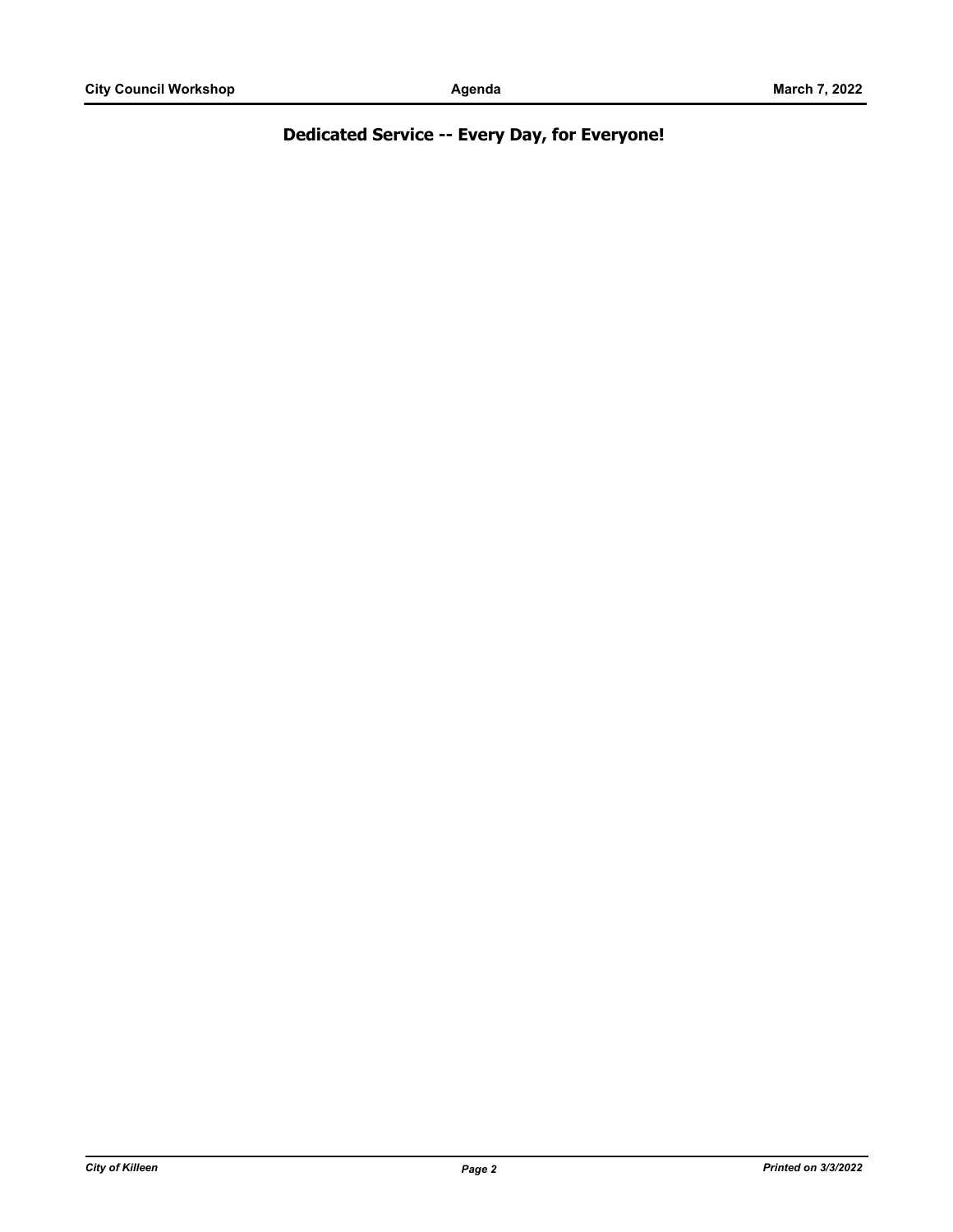**Dedicated Service -- Every Day, for Everyone!**